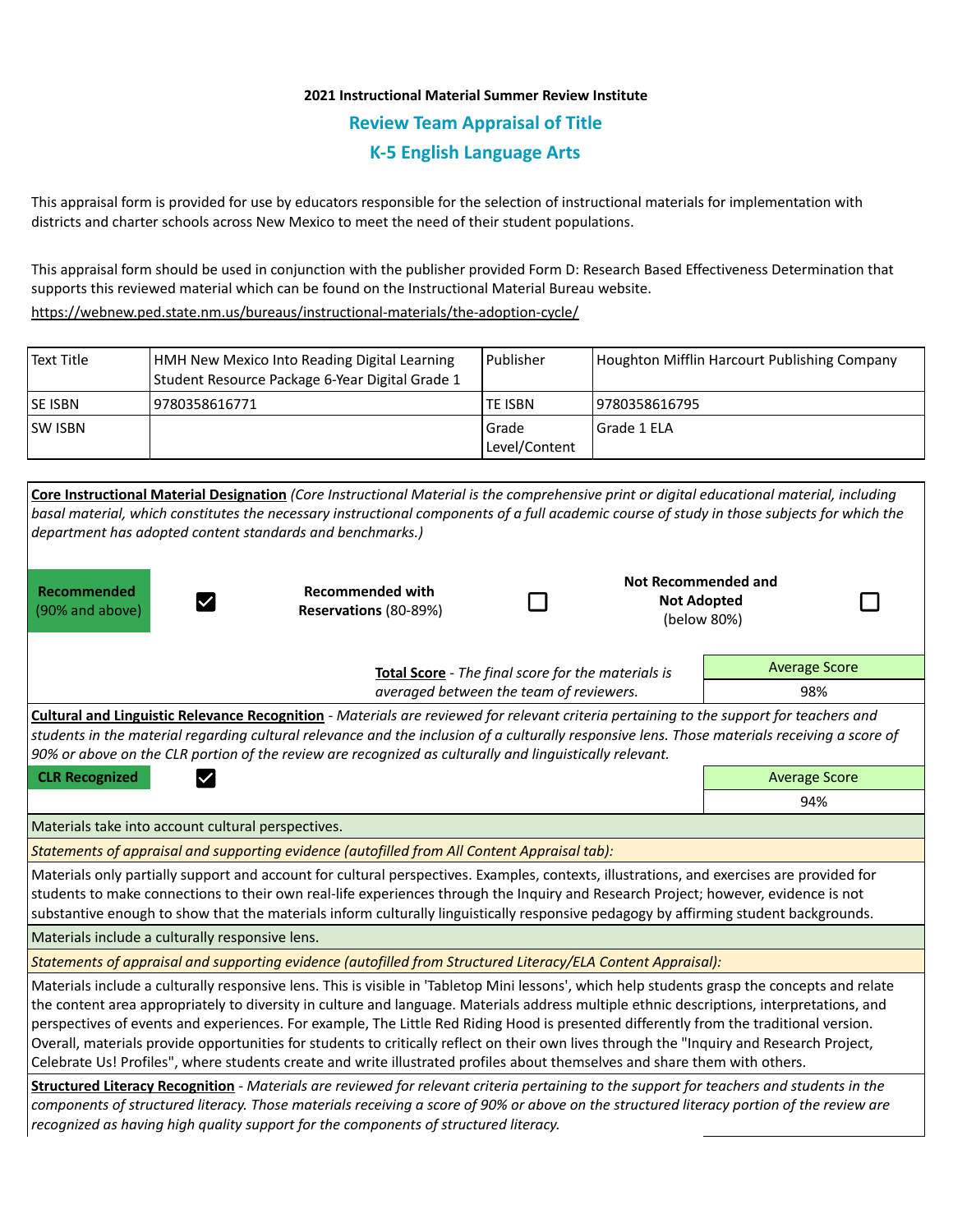**2021 Instructional Material Summer Review Institute**

## Review Team Appraisal of Title

## K-5 English Language Arts

This appraisal form is provided for use by educators responsible for the selection of instructional materials for implementation with districts and charter schools across New Mexico to meet the need of their student populations.

This appraisal form should be used in conjunction with the publisher provided Form D: Research Based Effectiveness Determination that supports this reviewed material which can be found on the Instructional Material Bureau website.
https://webnew.ped.state.nm.us/bureaus/instructional-materials/the-adoption-cycle/

| Text Title | HMH New Mexico Into Reading Digital Learning Student Resource Package 6-Year Digital Grade 1 | Publisher | Houghton Mifflin Harcourt Publishing Company |
|---|---|---|---|
| SE ISBN | 9780358616771 | TE ISBN | 9780358616795 |
| SW ISBN | | Grade Level/Content | Grade 1 ELA |

**Core Instructional Material Designation** *(Core Instructional Material is the comprehensive print or digital educational material, including basal material, which constitutes the necessary instructional components of a full academic course of study in those subjects for which the department has adopted content standards and benchmarks.)*

| Recommended (90% and above) | ☑ | Recommended with Reservations (80-89%) | ☐ | Not Recommended and Not Adopted (below 80%) | ☐ |
|---|---|---|---|---|---|

**Total Score** - *The final score for the materials is averaged between the team of reviewers.*

| Average Score |
|---|
| 98% |

**Cultural and Linguistic Relevance Recognition** - *Materials are reviewed for relevant criteria pertaining to the support for teachers and students in the material regarding cultural relevance and the inclusion of a culturally responsive lens. Those materials receiving a score of 90% or above on the CLR portion of the review are recognized as culturally and linguistically relevant.*

**CLR Recognized** ☑

| Average Score |
|---|
| 94% |

Materials take into account cultural perspectives.

*Statements of appraisal and supporting evidence (autofilled from All Content Appraisal tab):*

Materials only partially support and account for cultural perspectives. Examples, contexts, illustrations, and exercises are provided for students to make connections to their own real-life experiences through the Inquiry and Research Project; however, evidence is not substantive enough to show that the materials inform culturally linguistically responsive pedagogy by affirming student backgrounds.

Materials include a culturally responsive lens.

*Statements of appraisal and supporting evidence (autofilled from Structured Literacy/ELA Content Appraisal):*

Materials include a culturally responsive lens. This is visible in 'Tabletop Mini lessons', which help students grasp the concepts and relate the content area appropriately to diversity in culture and language. Materials address multiple ethnic descriptions, interpretations, and perspectives of events and experiences. For example, The Little Red Riding Hood is presented differently from the traditional version. Overall, materials provide opportunities for students to critically reflect on their own lives through the "Inquiry and Research Project, Celebrate Us! Profiles", where students create and write illustrated profiles about themselves and share them with others.

**Structured Literacy Recognition** - *Materials are reviewed for relevant criteria pertaining to the support for teachers and students in the components of structured literacy. Those materials receiving a score of 90% or above on the structured literacy portion of the review are recognized as having high quality support for the components of structured literacy.*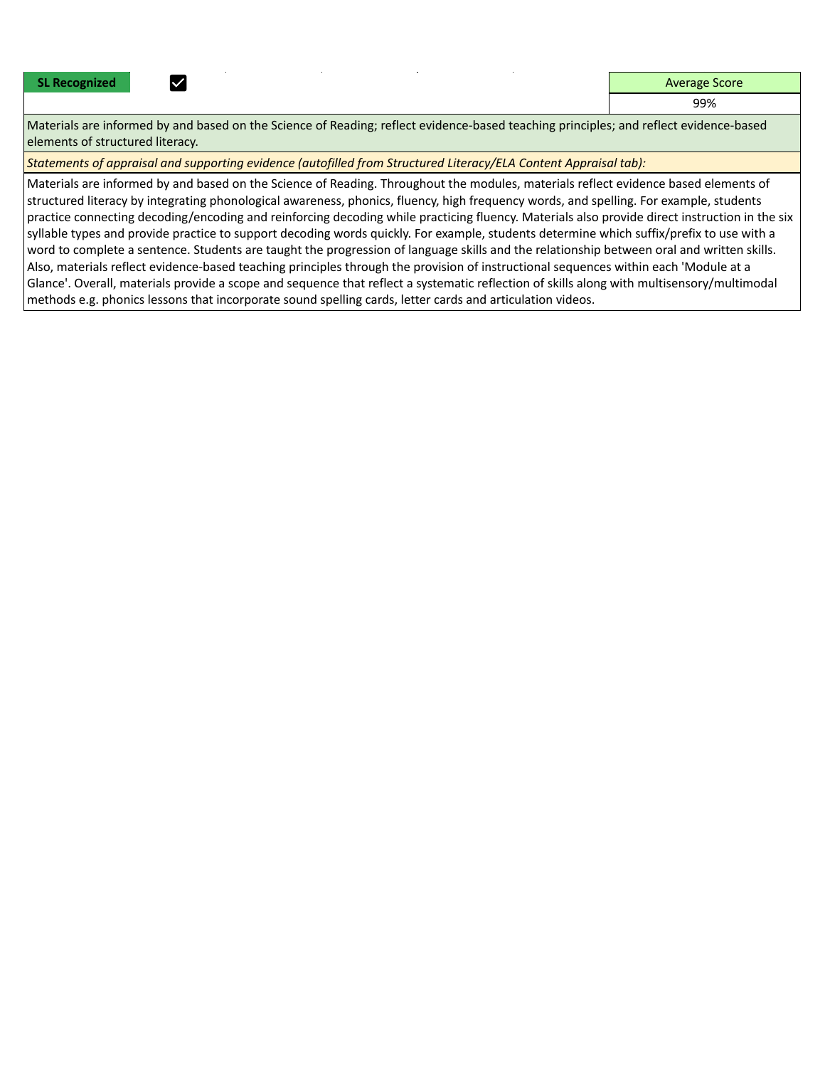| SL Recognized | ☑ | Average Score |
|---|---|---|
| | | 99% |

Materials are informed by and based on the Science of Reading; reflect evidence-based teaching principles; and reflect evidence-based elements of structured literacy.

*Statements of appraisal and supporting evidence (autofilled from Structured Literacy/ELA Content Appraisal tab):*

Materials are informed by and based on the Science of Reading. Throughout the modules, materials reflect evidence based elements of structured literacy by integrating phonological awareness, phonics, fluency, high frequency words, and spelling. For example, students practice connecting decoding/encoding and reinforcing decoding while practicing fluency. Materials also provide direct instruction in the six syllable types and provide practice to support decoding words quickly. For example, students determine which suffix/prefix to use with a word to complete a sentence. Students are taught the progression of language skills and the relationship between oral and written skills. Also, materials reflect evidence-based teaching principles through the provision of instructional sequences within each 'Module at a Glance'. Overall, materials provide a scope and sequence that reflect a systematic reflection of skills along with multisensory/multimodal methods e.g. phonics lessons that incorporate sound spelling cards, letter cards and articulation videos.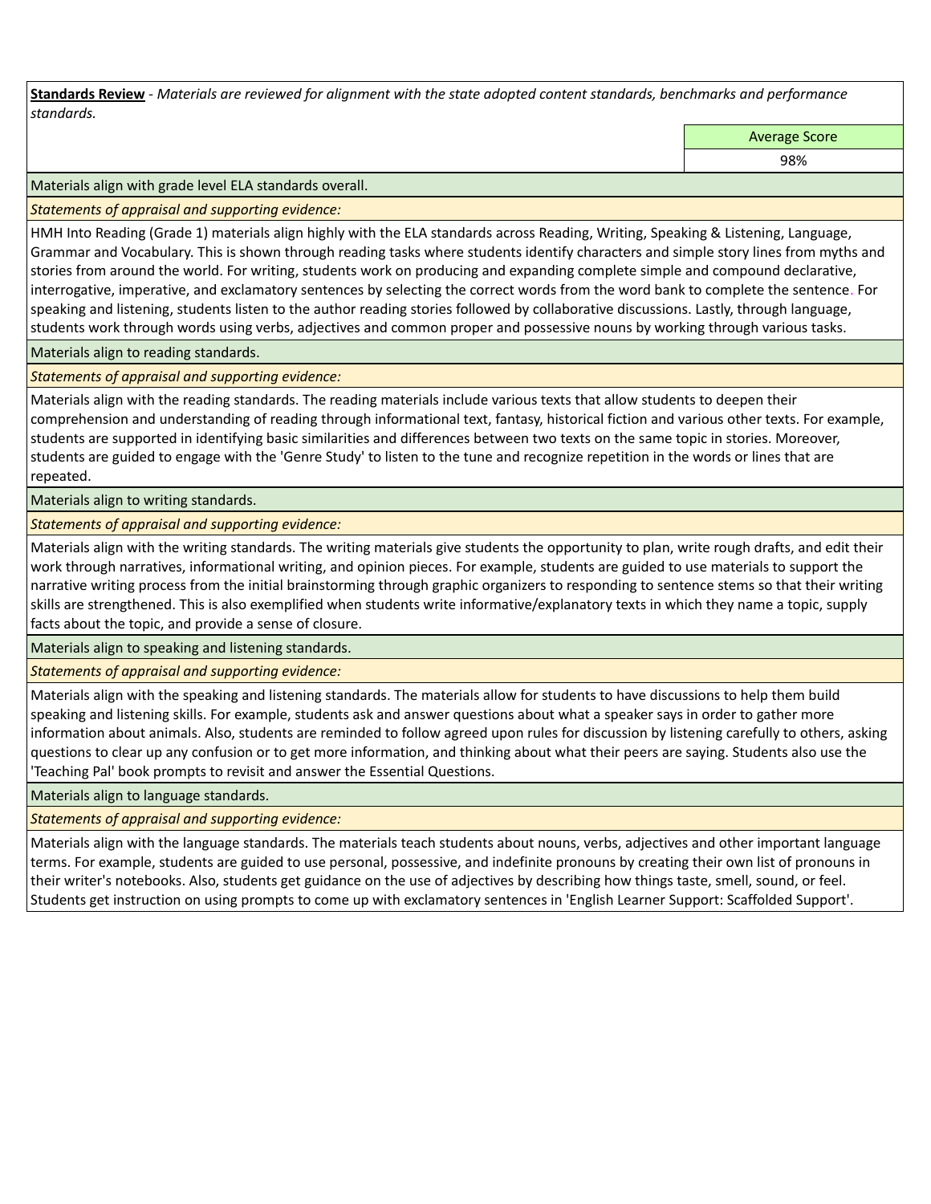**Standards Review** - *Materials are reviewed for alignment with the state adopted content standards, benchmarks and performance standards.*

| Average Score |
|---|
| 98% |

Materials align with grade level ELA standards overall.

*Statements of appraisal and supporting evidence:*

HMH Into Reading (Grade 1) materials align highly with the ELA standards across Reading, Writing, Speaking & Listening, Language, Grammar and Vocabulary. This is shown through reading tasks where students identify characters and simple story lines from myths and stories from around the world. For writing, students work on producing and expanding complete simple and compound declarative, interrogative, imperative, and exclamatory sentences by selecting the correct words from the word bank to complete the sentence. For speaking and listening, students listen to the author reading stories followed by collaborative discussions. Lastly, through language, students work through words using verbs, adjectives and common proper and possessive nouns by working through various tasks.

Materials align to reading standards.

*Statements of appraisal and supporting evidence:*

Materials align with the reading standards. The reading materials include various texts that allow students to deepen their comprehension and understanding of reading through informational text, fantasy, historical fiction and various other texts. For example, students are supported in identifying basic similarities and differences between two texts on the same topic in stories. Moreover, students are guided to engage with the 'Genre Study' to listen to the tune and recognize repetition in the words or lines that are repeated.

Materials align to writing standards.

*Statements of appraisal and supporting evidence:*

Materials align with the writing standards. The writing materials give students the opportunity to plan, write rough drafts, and edit their work through narratives, informational writing, and opinion pieces. For example, students are guided to use materials to support the narrative writing process from the initial brainstorming through graphic organizers to responding to sentence stems so that their writing skills are strengthened. This is also exemplified when students write informative/explanatory texts in which they name a topic, supply facts about the topic, and provide a sense of closure.

Materials align to speaking and listening standards.

*Statements of appraisal and supporting evidence:*

Materials align with the speaking and listening standards. The materials allow for students to have discussions to help them build speaking and listening skills. For example, students ask and answer questions about what a speaker says in order to gather more information about animals. Also, students are reminded to follow agreed upon rules for discussion by listening carefully to others, asking questions to clear up any confusion or to get more information, and thinking about what their peers are saying. Students also use the 'Teaching Pal' book prompts to revisit and answer the Essential Questions.

Materials align to language standards.

*Statements of appraisal and supporting evidence:*

Materials align with the language standards. The materials teach students about nouns, verbs, adjectives and other important language terms. For example, students are guided to use personal, possessive, and indefinite pronouns by creating their own list of pronouns in their writer's notebooks. Also, students get guidance on the use of adjectives by describing how things taste, smell, sound, or feel. Students get instruction on using prompts to come up with exclamatory sentences in 'English Learner Support: Scaffolded Support'.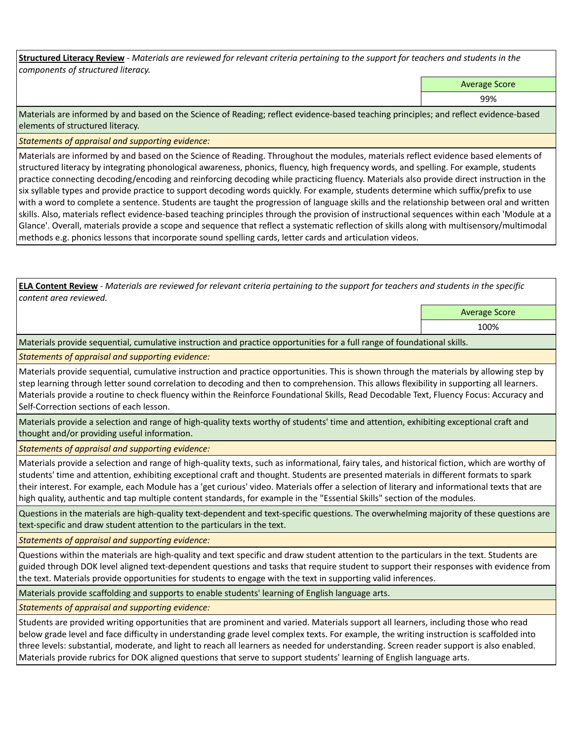**Structured Literacy Review** - *Materials are reviewed for relevant criteria pertaining to the support for teachers and students in the components of structured literacy.*

| | Average Score |
|---|---|
| | 99% |

Materials are informed by and based on the Science of Reading; reflect evidence-based teaching principles; and reflect evidence-based elements of structured literacy.

*Statements of appraisal and supporting evidence:*

Materials are informed by and based on the Science of Reading. Throughout the modules, materials reflect evidence based elements of structured literacy by integrating phonological awareness, phonics, fluency, high frequency words, and spelling. For example, students practice connecting decoding/encoding and reinforcing decoding while practicing fluency. Materials also provide direct instruction in the six syllable types and provide practice to support decoding words quickly. For example, students determine which suffix/prefix to use with a word to complete a sentence. Students are taught the progression of language skills and the relationship between oral and written skills. Also, materials reflect evidence-based teaching principles through the provision of instructional sequences within each 'Module at a Glance'. Overall, materials provide a scope and sequence that reflect a systematic reflection of skills along with multisensory/multimodal methods e.g. phonics lessons that incorporate sound spelling cards, letter cards and articulation videos.

**ELA Content Review** - *Materials are reviewed for relevant criteria pertaining to the support for teachers and students in the specific content area reviewed.*

| | Average Score |
|---|---|
| | 100% |

Materials provide sequential, cumulative instruction and practice opportunities for a full range of foundational skills.

*Statements of appraisal and supporting evidence:*

Materials provide sequential, cumulative instruction and practice opportunities. This is shown through the materials by allowing step by step learning through letter sound correlation to decoding and then to comprehension. This allows flexibility in supporting all learners. Materials provide a routine to check fluency within the Reinforce Foundational Skills, Read Decodable Text, Fluency Focus: Accuracy and Self-Correction sections of each lesson.

Materials provide a selection and range of high-quality texts worthy of students' time and attention, exhibiting exceptional craft and thought and/or providing useful information.

*Statements of appraisal and supporting evidence:*

Materials provide a selection and range of high-quality texts, such as informational, fairy tales, and historical fiction, which are worthy of students' time and attention, exhibiting exceptional craft and thought. Students are presented materials in different formats to spark their interest. For example, each Module has a 'get curious' video. Materials offer a selection of literary and informational texts that are high quality, authentic and tap multiple content standards, for example in the "Essential Skills" section of the modules.

Questions in the materials are high-quality text-dependent and text-specific questions. The overwhelming majority of these questions are text-specific and draw student attention to the particulars in the text.

*Statements of appraisal and supporting evidence:*

Questions within the materials are high-quality and text specific and draw student attention to the particulars in the text. Students are guided through DOK level aligned text-dependent questions and tasks that require student to support their responses with evidence from the text. Materials provide opportunities for students to engage with the text in supporting valid inferences.

Materials provide scaffolding and supports to enable students' learning of English language arts.

*Statements of appraisal and supporting evidence:*

Students are provided writing opportunities that are prominent and varied. Materials support all learners, including those who read below grade level and face difficulty in understanding grade level complex texts. For example, the writing instruction is scaffolded into three levels: substantial, moderate, and light to reach all learners as needed for understanding. Screen reader support is also enabled. Materials provide rubrics for DOK aligned questions that serve to support students' learning of English language arts.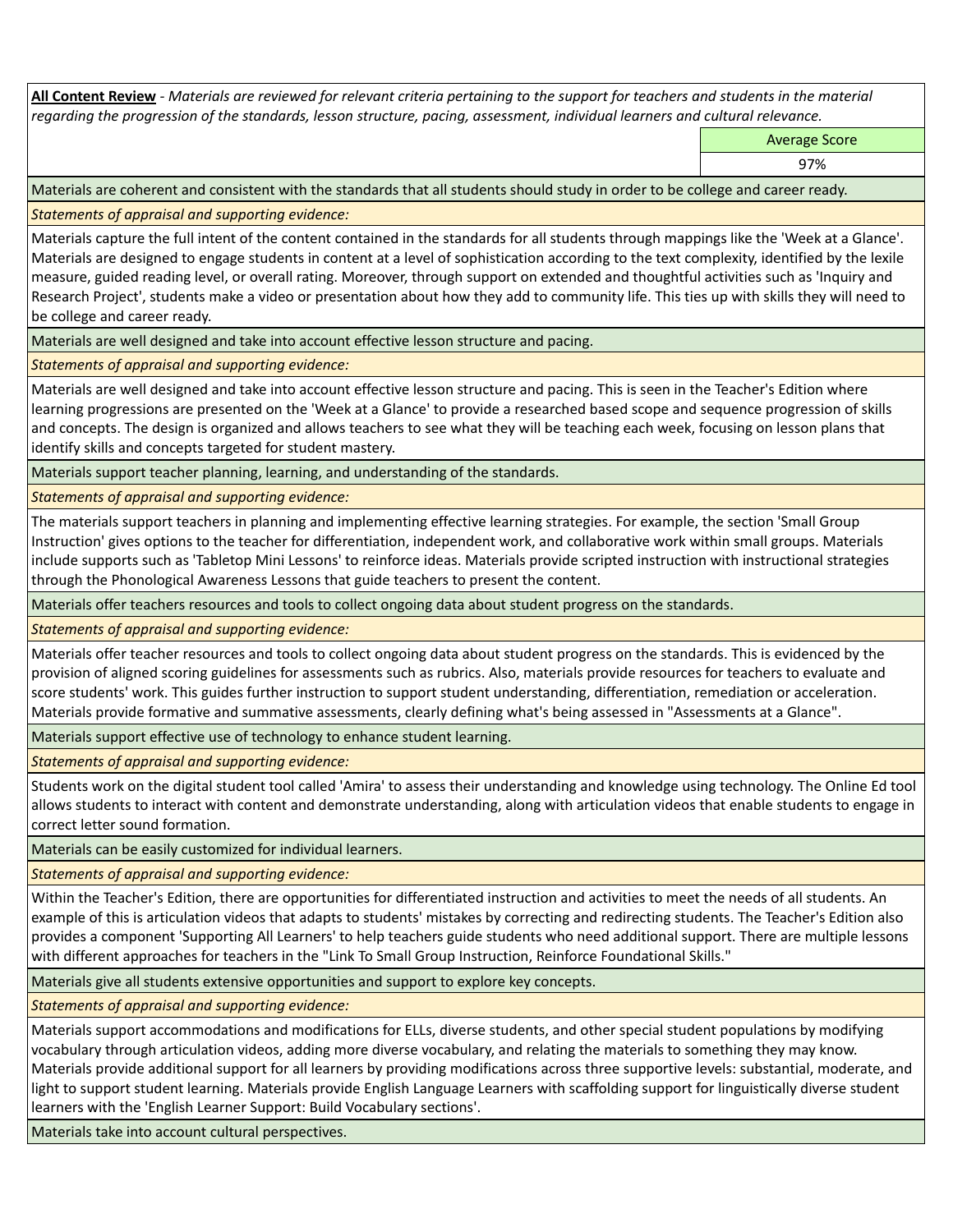**All Content Review** - *Materials are reviewed for relevant criteria pertaining to the support for teachers and students in the material regarding the progression of the standards, lesson structure, pacing, assessment, individual learners and cultural relevance.*

| Average Score |
|---|
| 97% |

Materials are coherent and consistent with the standards that all students should study in order to be college and career ready.

*Statements of appraisal and supporting evidence:*

Materials capture the full intent of the content contained in the standards for all students through mappings like the 'Week at a Glance'. Materials are designed to engage students in content at a level of sophistication according to the text complexity, identified by the lexile measure, guided reading level, or overall rating. Moreover, through support on extended and thoughtful activities such as 'Inquiry and Research Project', students make a video or presentation about how they add to community life. This ties up with skills they will need to be college and career ready.

Materials are well designed and take into account effective lesson structure and pacing.

*Statements of appraisal and supporting evidence:*

Materials are well designed and take into account effective lesson structure and pacing. This is seen in the Teacher's Edition where learning progressions are presented on the 'Week at a Glance' to provide a researched based scope and sequence progression of skills and concepts. The design is organized and allows teachers to see what they will be teaching each week, focusing on lesson plans that identify skills and concepts targeted for student mastery.

Materials support teacher planning, learning, and understanding of the standards.

*Statements of appraisal and supporting evidence:*

The materials support teachers in planning and implementing effective learning strategies. For example, the section 'Small Group Instruction' gives options to the teacher for differentiation, independent work, and collaborative work within small groups. Materials include supports such as 'Tabletop Mini Lessons' to reinforce ideas. Materials provide scripted instruction with instructional strategies through the Phonological Awareness Lessons that guide teachers to present the content.

Materials offer teachers resources and tools to collect ongoing data about student progress on the standards.

*Statements of appraisal and supporting evidence:*

Materials offer teacher resources and tools to collect ongoing data about student progress on the standards. This is evidenced by the provision of aligned scoring guidelines for assessments such as rubrics. Also, materials provide resources for teachers to evaluate and score students' work. This guides further instruction to support student understanding, differentiation, remediation or acceleration. Materials provide formative and summative assessments, clearly defining what's being assessed in "Assessments at a Glance".

Materials support effective use of technology to enhance student learning.

*Statements of appraisal and supporting evidence:*

Students work on the digital student tool called 'Amira' to assess their understanding and knowledge using technology. The Online Ed tool allows students to interact with content and demonstrate understanding, along with articulation videos that enable students to engage in correct letter sound formation.

Materials can be easily customized for individual learners.

*Statements of appraisal and supporting evidence:*

Within the Teacher's Edition, there are opportunities for differentiated instruction and activities to meet the needs of all students. An example of this is articulation videos that adapts to students' mistakes by correcting and redirecting students. The Teacher's Edition also provides a component 'Supporting All Learners' to help teachers guide students who need additional support. There are multiple lessons with different approaches for teachers in the "Link To Small Group Instruction, Reinforce Foundational Skills."

Materials give all students extensive opportunities and support to explore key concepts.

*Statements of appraisal and supporting evidence:*

Materials support accommodations and modifications for ELLs, diverse students, and other special student populations by modifying vocabulary through articulation videos, adding more diverse vocabulary, and relating the materials to something they may know. Materials provide additional support for all learners by providing modifications across three supportive levels: substantial, moderate, and light to support student learning. Materials provide English Language Learners with scaffolding support for linguistically diverse student learners with the 'English Learner Support: Build Vocabulary sections'.

Materials take into account cultural perspectives.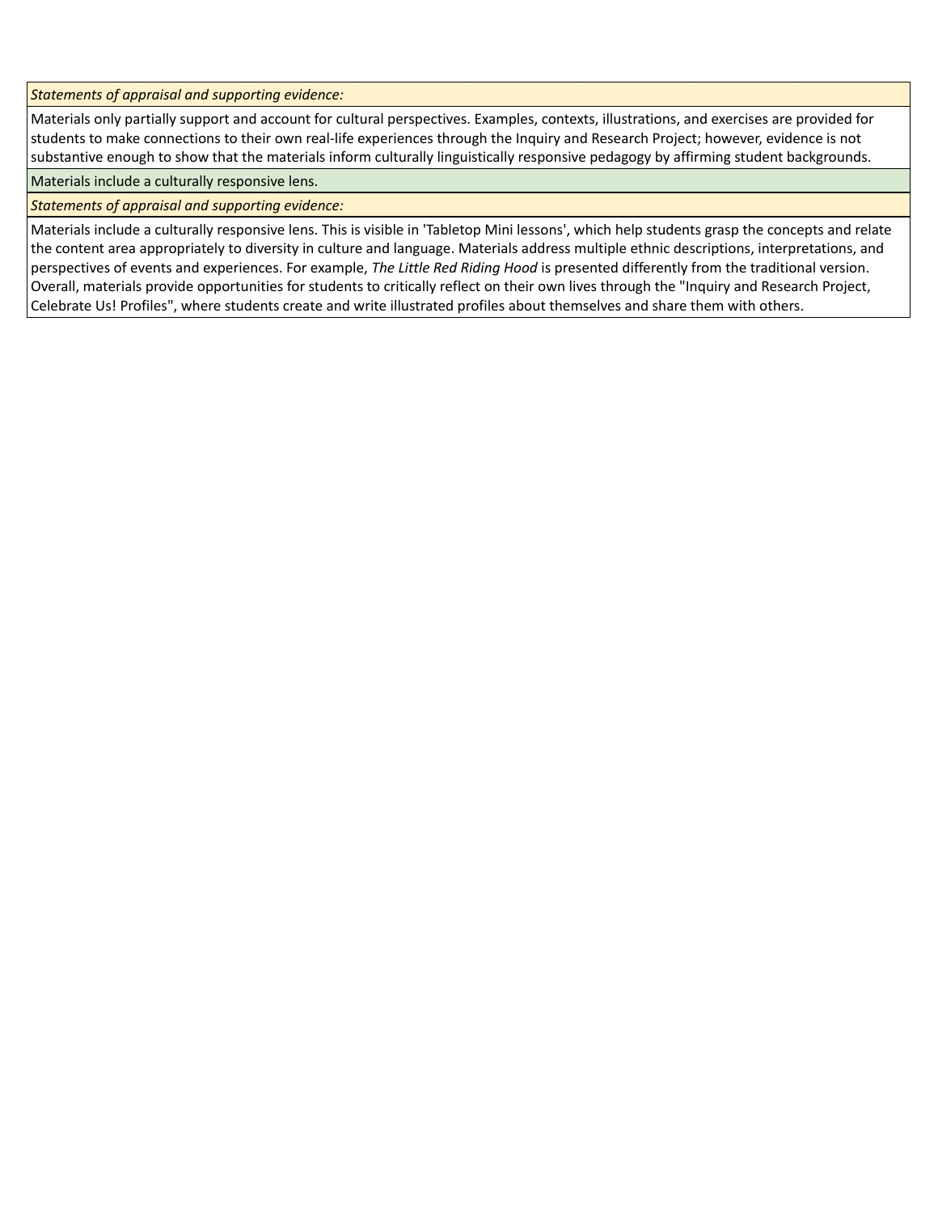*Statements of appraisal and supporting evidence:*

Materials only partially support and account for cultural perspectives. Examples, contexts, illustrations, and exercises are provided for students to make connections to their own real-life experiences through the Inquiry and Research Project; however, evidence is not substantive enough to show that the materials inform culturally linguistically responsive pedagogy by affirming student backgrounds.

Materials include a culturally responsive lens.

*Statements of appraisal and supporting evidence:*

Materials include a culturally responsive lens. This is visible in 'Tabletop Mini lessons', which help students grasp the concepts and relate the content area appropriately to diversity in culture and language. Materials address multiple ethnic descriptions, interpretations, and perspectives of events and experiences. For example, *The Little Red Riding Hood* is presented differently from the traditional version. Overall, materials provide opportunities for students to critically reflect on their own lives through the "Inquiry and Research Project, Celebrate Us! Profiles", where students create and write illustrated profiles about themselves and share them with others.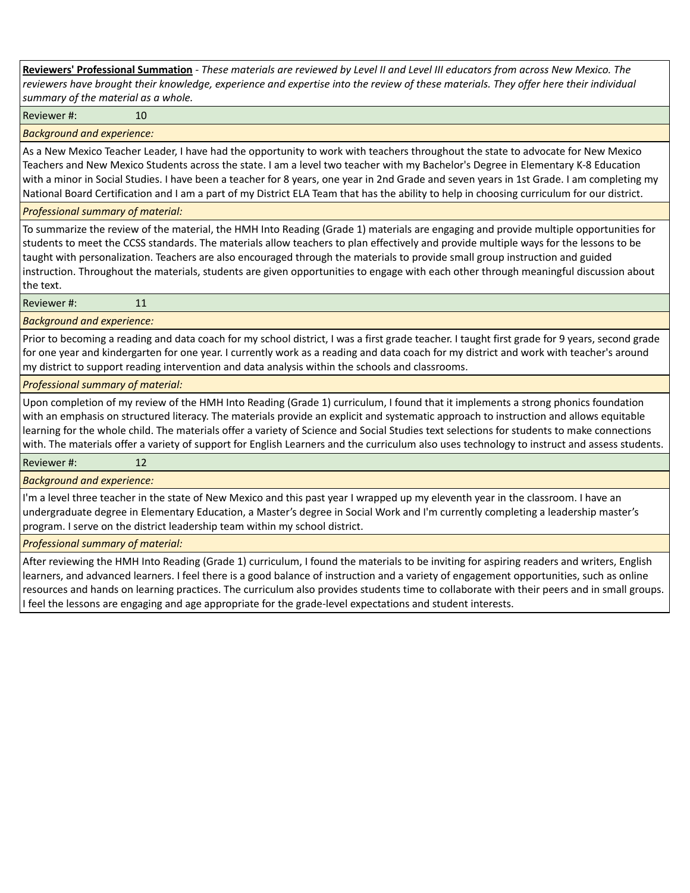**Reviewers' Professional Summation** - *These materials are reviewed by Level II and Level III educators from across New Mexico. The reviewers have brought their knowledge, experience and expertise into the review of these materials. They offer here their individual summary of the material as a whole.*

Reviewer #: 10

*Background and experience:*

As a New Mexico Teacher Leader, I have had the opportunity to work with teachers throughout the state to advocate for New Mexico Teachers and New Mexico Students across the state. I am a level two teacher with my Bachelor's Degree in Elementary K-8 Education with a minor in Social Studies. I have been a teacher for 8 years, one year in 2nd Grade and seven years in 1st Grade. I am completing my National Board Certification and I am a part of my District ELA Team that has the ability to help in choosing curriculum for our district.

*Professional summary of material:*

To summarize the review of the material, the HMH Into Reading (Grade 1) materials are engaging and provide multiple opportunities for students to meet the CCSS standards. The materials allow teachers to plan effectively and provide multiple ways for the lessons to be taught with personalization. Teachers are also encouraged through the materials to provide small group instruction and guided instruction. Throughout the materials, students are given opportunities to engage with each other through meaningful discussion about the text.

Reviewer #: 11

*Background and experience:*

Prior to becoming a reading and data coach for my school district, I was a first grade teacher. I taught first grade for 9 years, second grade for one year and kindergarten for one year. I currently work as a reading and data coach for my district and work with teacher's around my district to support reading intervention and data analysis within the schools and classrooms.

*Professional summary of material:*

Upon completion of my review of the HMH Into Reading (Grade 1) curriculum, I found that it implements a strong phonics foundation with an emphasis on structured literacy. The materials provide an explicit and systematic approach to instruction and allows equitable learning for the whole child. The materials offer a variety of Science and Social Studies text selections for students to make connections with. The materials offer a variety of support for English Learners and the curriculum also uses technology to instruct and assess students.

Reviewer #: 12

*Background and experience:*

I'm a level three teacher in the state of New Mexico and this past year I wrapped up my eleventh year in the classroom. I have an undergraduate degree in Elementary Education, a Master's degree in Social Work and I'm currently completing a leadership master's program. I serve on the district leadership team within my school district.

*Professional summary of material:*

After reviewing the HMH Into Reading (Grade 1) curriculum, I found the materials to be inviting for aspiring readers and writers, English learners, and advanced learners. I feel there is a good balance of instruction and a variety of engagement opportunities, such as online resources and hands on learning practices. The curriculum also provides students time to collaborate with their peers and in small groups. I feel the lessons are engaging and age appropriate for the grade-level expectations and student interests.